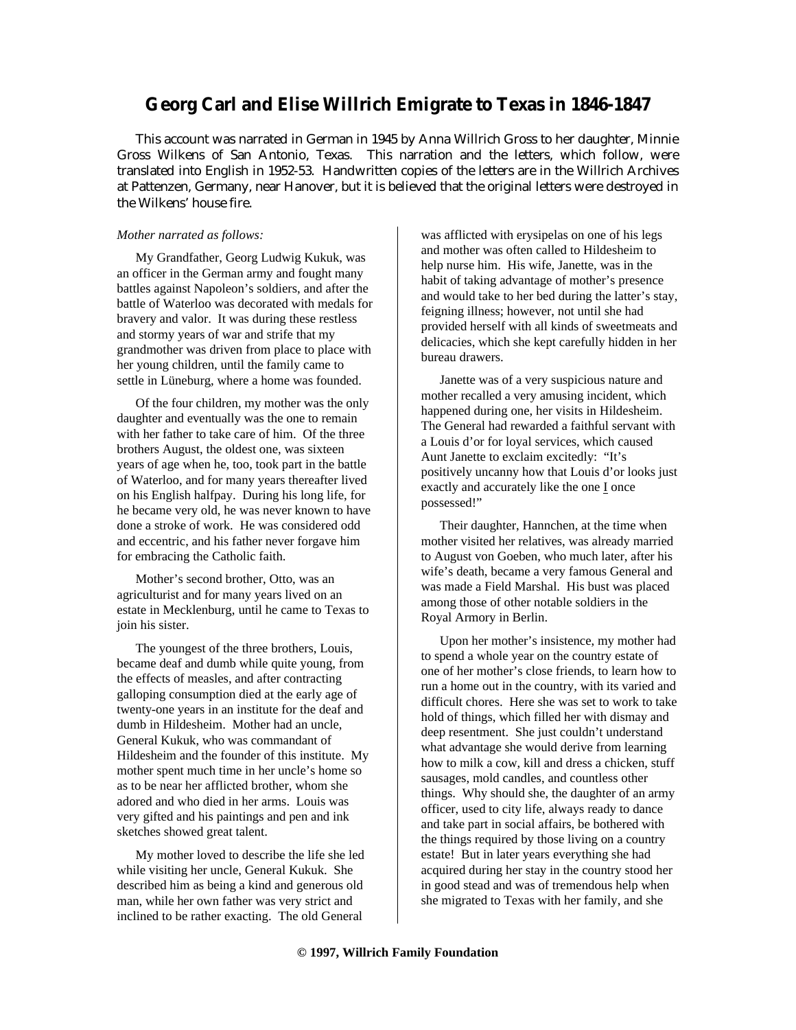# Georg Carl and Elise Willrich Emigrate to Texas in 1846-1847

This account was narrated in German in 1945 by Anna Willrich Gross to her daughter, Minnie Gross Wilkens of San Antonio, Texas. This narration and the letters, which follow, were translated into English in 1952-53. Handwritten copies of the letters are in the Willrich Archives at Pattenzen, Germany, near Hanover, but it is believed that the original letters were destroyed in the Wilkens' house fire.

*Mother narrated as follows:*

My Grandfather, Georg Ludwig Kukuk, was an officer in the German army and fought many battles against Napoleon's soldiers, and after the battle of Waterloo was decorated with medals for bravery and valor. It was during these restless and stormy years of war and strife that my grandmother was driven from place to place with her young children, until the family came to settle in Lüneburg, where a home was founded.

Of the four children, my mother was the only daughter and eventually was the one to remain with her father to take care of him. Of the three brothers August, the oldest one, was sixteen years of age when he, too, took part in the battle of Waterloo, and for many years thereafter lived on his English halfpay. During his long life, for he became very old, he was never known to have done a stroke of work. He was considered odd and eccentric, and his father never forgave him for embracing the Catholic faith.

Mother's second brother, Otto, was an agriculturist and for many years lived on an estate in Mecklenburg, until he came to Texas to join his sister.

The youngest of the three brothers, Louis, became deaf and dumb while quite young, from the effects of measles, and after contracting galloping consumption died at the early age of twenty-one years in an institute for the deaf and dumb in Hildesheim. Mother had an uncle, General Kukuk, who was commandant of Hildesheim and the founder of this institute. My mother spent much time in her uncle's home so as to be near her afflicted brother, whom she adored and who died in her arms. Louis was very gifted and his paintings and pen and ink sketches showed great talent.

My mother loved to describe the life she led while visiting her uncle, General Kukuk. She described him as being a kind and generous old man, while her own father was very strict and inclined to be rather exacting. The old General was afflicted with erysipelas on one of his legs and mother was often called to Hildesheim to help nurse him. His wife, Janette, was in the habit of taking advantage of mother's presence and would take to her bed during the latter's stay, feigning illness; however, not until she had provided herself with all kinds of sweetmeats and delicacies, which she kept carefully hidden in her bureau drawers.

Janette was of a very suspicious nature and mother recalled a very amusing incident, which happened during one, her visits in Hildesheim. The General had rewarded a faithful servant with a Louis d'or for loyal services, which caused Aunt Janette to exclaim excitedly: "It's positively uncanny how that Louis d'or looks just exactly and accurately like the one I once possessed!"

Their daughter, Hannchen, at the time when mother visited her relatives, was already married to August von Goeben, who much later, after his wife's death, became a very famous General and was made a Field Marshal. His bust was placed among those of other notable soldiers in the Royal Armory in Berlin.

Upon her mother's insistence, my mother had to spend a whole year on the country estate of one of her mother's close friends, to learn how to run a home out in the country, with its varied and difficult chores. Here she was set to work to take hold of things, which filled her with dismay and deep resentment. She just couldn't understand what advantage she would derive from learning how to milk a cow, kill and dress a chicken, stuff sausages, mold candles, and countless other things. Why should she, the daughter of an army officer, used to city life, always ready to dance and take part in social affairs, be bothered with the things required by those living on a country estate! But in later years everything she had acquired during her stay in the country stood her in good stead and was of tremendous help when she migrated to Texas with her family, and she

© 1997, Willrich Family Foundation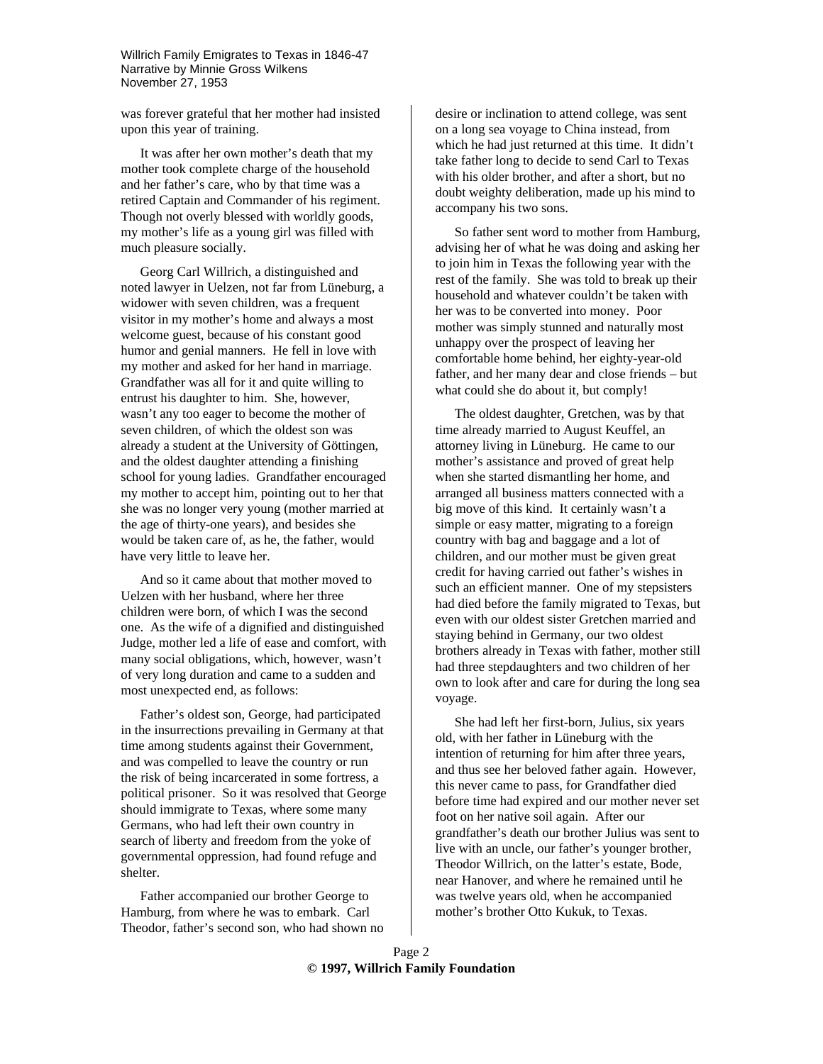was forever grateful that her mother had insisted upon this year of training.

It was after her own mother's death that my mother took complete charge of the household and her father's care, who by that time was a retired Captain and Commander of his regiment. Though not overly blessed with worldly goods, my mother's life as a young girl was filled with much pleasure socially.

Georg Carl Willrich, a distinguished and noted lawyer in Uelzen, not far from Lüneburg, a widower with seven children, was a frequent visitor in my mother's home and always a most welcome guest, because of his constant good humor and genial manners. He fell in love with my mother and asked for her hand in marriage. Grandfather was all for it and quite willing to entrust his daughter to him. She, however, wasn't any too eager to become the mother of seven children, of which the oldest son was already a student at the University of Göttingen, and the oldest daughter attending a finishing school for young ladies. Grandfather encouraged my mother to accept him, pointing out to her that she was no longer very young (mother married at the age of thirty-one years), and besides she would be taken care of, as he, the father, would have very little to leave her.

And so it came about that mother moved to Uelzen with her husband, where her three children were born, of which I was the second one. As the wife of a dignified and distinguished Judge, mother led a life of ease and comfort, with many social obligations, which, however, wasn't of very long duration and came to a sudden and most unexpected end, as follows:

Father's oldest son, George, had participated in the insurrections prevailing in Germany at that time among students against their Government, and was compelled to leave the country or run the risk of being incarcerated in some fortress, a political prisoner. So it was resolved that George should immigrate to Texas, where some many Germans, who had left their own country in search of liberty and freedom from the yoke of governmental oppression, had found refuge and shelter.

Father accompanied our brother George to Hamburg, from where he was to embark. Carl Theodor, father's second son, who had shown no desire or inclination to attend college, was sent on a long sea voyage to China instead, from which he had just returned at this time. It didn't take father long to decide to send Carl to Texas with his older brother, and after a short, but no doubt weighty deliberation, made up his mind to accompany his two sons.

So father sent word to mother from Hamburg, advising her of what he was doing and asking her to join him in Texas the following year with the rest of the family. She was told to break up their household and whatever couldn't be taken with her was to be converted into money. Poor mother was simply stunned and naturally most unhappy over the prospect of leaving her comfortable home behind, her eighty-year-old father, and her many dear and close friends – but what could she do about it, but comply!

The oldest daughter, Gretchen, was by that time already married to August Keuffel, an attorney living in Lüneburg. He came to our mother's assistance and proved of great help when she started dismantling her home, and arranged all business matters connected with a big move of this kind. It certainly wasn't a simple or easy matter, migrating to a foreign country with bag and baggage and a lot of children, and our mother must be given great credit for having carried out father's wishes in such an efficient manner. One of my stepsisters had died before the family migrated to Texas, but even with our oldest sister Gretchen married and staying behind in Germany, our two oldest brothers already in Texas with father, mother still had three stepdaughters and two children of her own to look after and care for during the long sea voyage.

She had left her first-born, Julius, six years old, with her father in Lüneburg with the intention of returning for him after three years, and thus see her beloved father again. However, this never came to pass, for Grandfather died before time had expired and our mother never set foot on her native soil again. After our grandfather's death our brother Julius was sent to live with an uncle, our father's younger brother, Theodor Willrich, on the latter's estate, Bode, near Hanover, and where he remained until he was twelve years old, when he accompanied mother's brother Otto Kukuk, to Texas.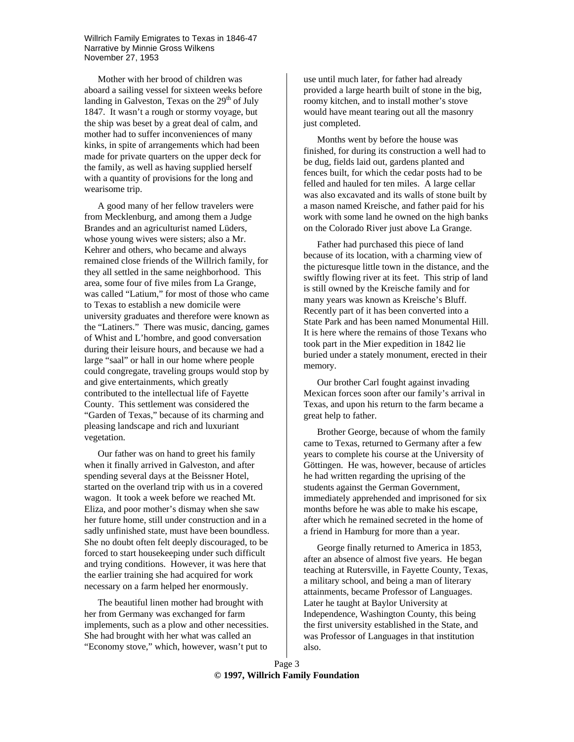Mother with her brood of children was aboard a sailing vessel for sixteen weeks before landing in Galveston, Texas on the 29th of July 1847. It wasn't a rough or stormy voyage, but the ship was beset by a great deal of calm, and mother had to suffer inconveniences of many kinks, in spite of arrangements which had been made for private quarters on the upper deck for the family, as well as having supplied herself with a quantity of provisions for the long and wearisome trip.

A good many of her fellow travelers were from Mecklenburg, and among them a Judge Brandes and an agriculturist named Lüders, whose young wives were sisters; also a Mr. Kehrer and others, who became and always remained close friends of the Willrich family, for they all settled in the same neighborhood. This area, some four of five miles from La Grange, was called "Latium," for most of those who came to Texas to establish a new domicile were university graduates and therefore were known as the "Latiners." There was music, dancing, games of Whist and L'hombre, and good conversation during their leisure hours, and because we had a large "saal" or hall in our home where people could congregate, traveling groups would stop by and give entertainments, which greatly contributed to the intellectual life of Fayette County. This settlement was considered the "Garden of Texas," because of its charming and pleasing landscape and rich and luxuriant vegetation.

Our father was on hand to greet his family when it finally arrived in Galveston, and after spending several days at the Beissner Hotel, started on the overland trip with us in a covered wagon. It took a week before we reached Mt. Eliza, and poor mother's dismay when she saw her future home, still under construction and in a sadly unfinished state, must have been boundless. She no doubt often felt deeply discouraged, to be forced to start housekeeping under such difficult and trying conditions. However, it was here that the earlier training she had acquired for work necessary on a farm helped her enormously.

The beautiful linen mother had brought with her from Germany was exchanged for farm implements, such as a plow and other necessities. She had brought with her what was called an "Economy stove," which, however, wasn't put to use until much later, for father had already provided a large hearth built of stone in the big, roomy kitchen, and to install mother's stove would have meant tearing out all the masonry just completed.

Months went by before the house was finished, for during its construction a well had to be dug, fields laid out, gardens planted and fences built, for which the cedar posts had to be felled and hauled for ten miles. A large cellar was also excavated and its walls of stone built by a mason named Kreische, and father paid for his work with some land he owned on the high banks on the Colorado River just above La Grange.

Father had purchased this piece of land because of its location, with a charming view of the picturesque little town in the distance, and the swiftly flowing river at its feet. This strip of land is still owned by the Kreische family and for many years was known as Kreische's Bluff. Recently part of it has been converted into a State Park and has been named Monumental Hill. It is here where the remains of those Texans who took part in the Mier expedition in 1842 lie buried under a stately monument, erected in their memory.

Our brother Carl fought against invading Mexican forces soon after our family's arrival in Texas, and upon his return to the farm became a great help to father.

Brother George, because of whom the family came to Texas, returned to Germany after a few years to complete his course at the University of Göttingen. He was, however, because of articles he had written regarding the uprising of the students against the German Government, immediately apprehended and imprisoned for six months before he was able to make his escape, after which he remained secreted in the home of a friend in Hamburg for more than a year.

George finally returned to America in 1853, after an absence of almost five years. He began teaching at Rutersville, in Fayette County, Texas, a military school, and being a man of literary attainments, became Professor of Languages. Later he taught at Baylor University at Independence, Washington County, this being the first university established in the State, and was Professor of Languages in that institution also.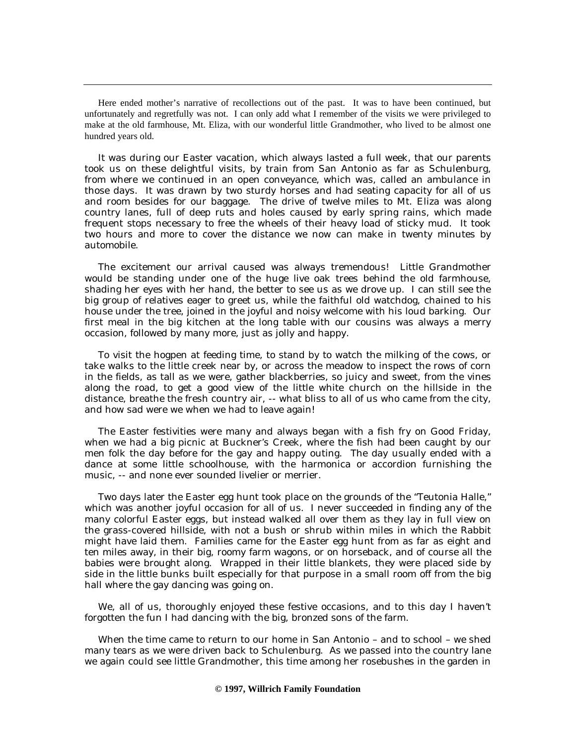Here ended mother's narrative of recollections out of the past. It was to have been continued, but unfortunately and regretfully was not. I can only add what I remember of the visits we were privileged to make at the old farmhouse, Mt. Eliza, with our wonderful little Grandmother, who lived to be almost one hundred years old.

It was during our Easter vacation, which always lasted a full week, that our parents took us on these delightful visits, by train from San Antonio as far as Schulenburg, from where we continued in an open conveyance, which was, called an ambulance in those days. It was drawn by two sturdy horses and had seating capacity for all of us and room besides for our baggage. The drive of twelve miles to Mt. Eliza was along country lanes, full of deep ruts and holes caused by early spring rains, which made frequent stops necessary to free the wheels of their heavy load of sticky mud. It took two hours and more to cover the distance we now can make in twenty minutes by automobile.

The excitement our arrival caused was always tremendous! Little Grandmother would be standing under one of the huge live oak trees behind the old farmhouse, shading her eyes with her hand, the better to see us as we drove up. I can still see the big group of relatives eager to greet us, while the faithful old watchdog, chained to his house under the tree, joined in the joyful and noisy welcome with his loud barking. Our first meal in the big kitchen at the long table with our cousins was always a merry occasion, followed by many more, just as jolly and happy.

To visit the hogpen at feeding time, to stand by to watch the milking of the cows, or take walks to the little creek near by, or across the meadow to inspect the rows of corn in the fields, as tall as we were, gather blackberries, so juicy and sweet, from the vines along the road, to get a good view of the little white church on the hillside in the distance, breathe the fresh country air, -- what bliss to all of us who came from the city, and how sad were we when we had to leave again!

The Easter festivities were many and always began with a fish fry on Good Friday, when we had a big picnic at Buckner's Creek, where the fish had been caught by our men folk the day before for the gay and happy outing. The day usually ended with a dance at some little schoolhouse, with the harmonica or accordion furnishing the music, -- and none ever sounded livelier or merrier.

Two days later the Easter egg hunt took place on the grounds of the "Teutonia Halle," which was another joyful occasion for all of us. I never succeeded in finding any of the many colorful Easter eggs, but instead walked all over them as they lay in full view on the grass-covered hillside, with not a bush or shrub within miles in which the Rabbit might have laid them. Families came for the Easter egg hunt from as far as eight and ten miles away, in their big, roomy farm wagons, or on horseback, and of course all the babies were brought along. Wrapped in their little blankets, they were placed side by side in the little bunks built especially for that purpose in a small room off from the big hall where the gay dancing was going on.

We, all of us, thoroughly enjoyed these festive occasions, and to this day I haven't forgotten the fun I had dancing with the big, bronzed sons of the farm.

When the time came to return to our home in San Antonio – and to school – we shed many tears as we were driven back to Schulenburg. As we passed into the country lane we again could see little Grandmother, this time among her rosebushes in the garden in

**© 1997, Willrich Family Foundation**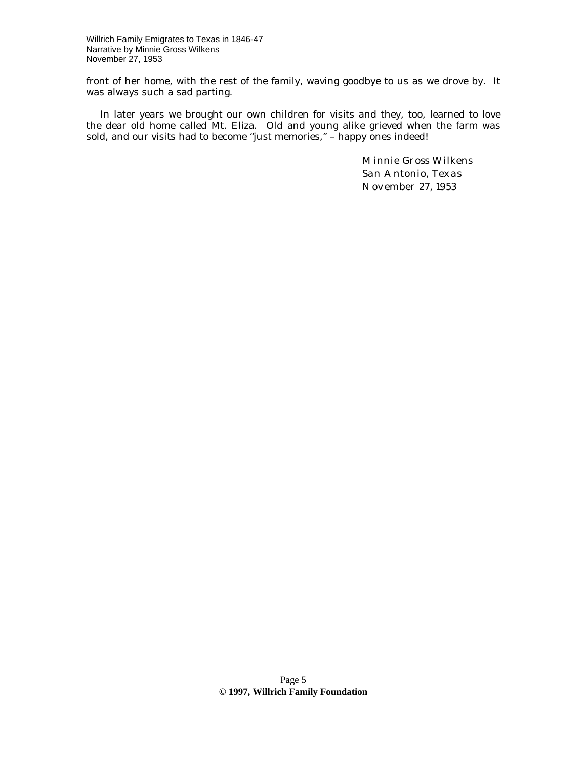front of her home, with the rest of the family, waving goodbye to us as we drove by. It was always such a sad parting.

In later years we brought our own children for visits and they, too, learned to love the dear old home called Mt. Eliza. Old and young alike grieved when the farm was sold, and our visits had to become "just memories," – happy ones indeed!

Minnie Gross Wilkens
San Antonio, Texas
November 27, 1953

**© 1997, Willrich Family Foundation**